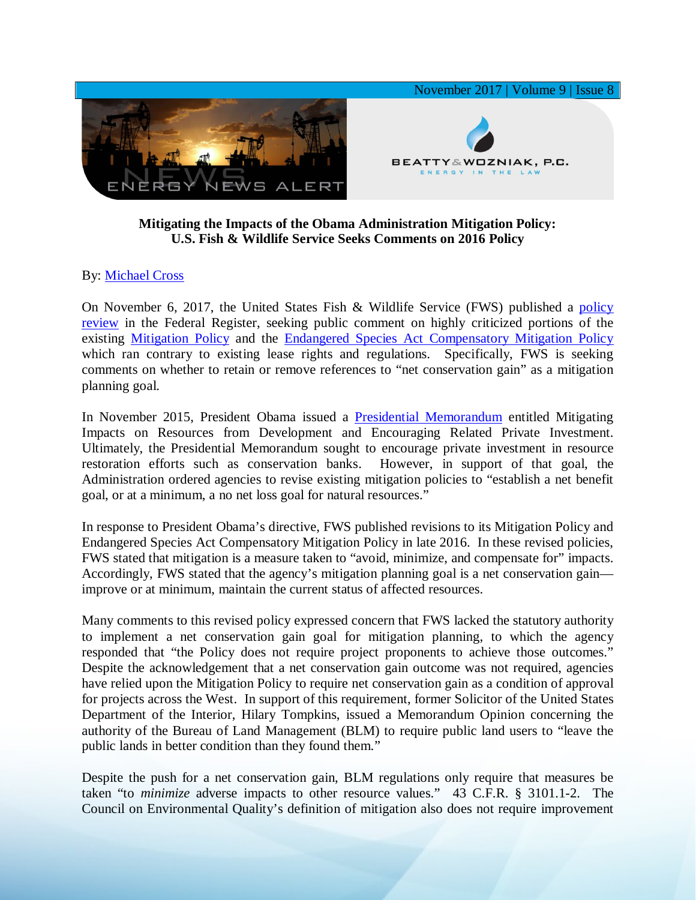November 2017 | Volume 9 | Issue 8

ENERGY NEWS ALERT

BEATTY & WOZNIAK, P.C.
ENERGY IN THE LAW

**Mitigating the Impacts of the Obama Administration Mitigation Policy:**
**U.S. Fish & Wildlife Service Seeks Comments on 2016 Policy**

By: Michael Cross

On November 6, 2017, the United States Fish & Wildlife Service (FWS) published a policy review in the Federal Register, seeking public comment on highly criticized portions of the existing Mitigation Policy and the Endangered Species Act Compensatory Mitigation Policy which ran contrary to existing lease rights and regulations. Specifically, FWS is seeking comments on whether to retain or remove references to "net conservation gain" as a mitigation planning goal.

In November 2015, President Obama issued a Presidential Memorandum entitled Mitigating Impacts on Resources from Development and Encouraging Related Private Investment. Ultimately, the Presidential Memorandum sought to encourage private investment in resource restoration efforts such as conservation banks. However, in support of that goal, the Administration ordered agencies to revise existing mitigation policies to "establish a net benefit goal, or at a minimum, a no net loss goal for natural resources."

In response to President Obama's directive, FWS published revisions to its Mitigation Policy and Endangered Species Act Compensatory Mitigation Policy in late 2016. In these revised policies, FWS stated that mitigation is a measure taken to "avoid, minimize, and compensate for" impacts. Accordingly, FWS stated that the agency's mitigation planning goal is a net conservation gain—improve or at minimum, maintain the current status of affected resources.

Many comments to this revised policy expressed concern that FWS lacked the statutory authority to implement a net conservation gain goal for mitigation planning, to which the agency responded that "the Policy does not require project proponents to achieve those outcomes." Despite the acknowledgement that a net conservation gain outcome was not required, agencies have relied upon the Mitigation Policy to require net conservation gain as a condition of approval for projects across the West. In support of this requirement, former Solicitor of the United States Department of the Interior, Hilary Tompkins, issued a Memorandum Opinion concerning the authority of the Bureau of Land Management (BLM) to require public land users to "leave the public lands in better condition than they found them."

Despite the push for a net conservation gain, BLM regulations only require that measures be taken "to *minimize* adverse impacts to other resource values." 43 C.F.R. § 3101.1-2. The Council on Environmental Quality's definition of mitigation also does not require improvement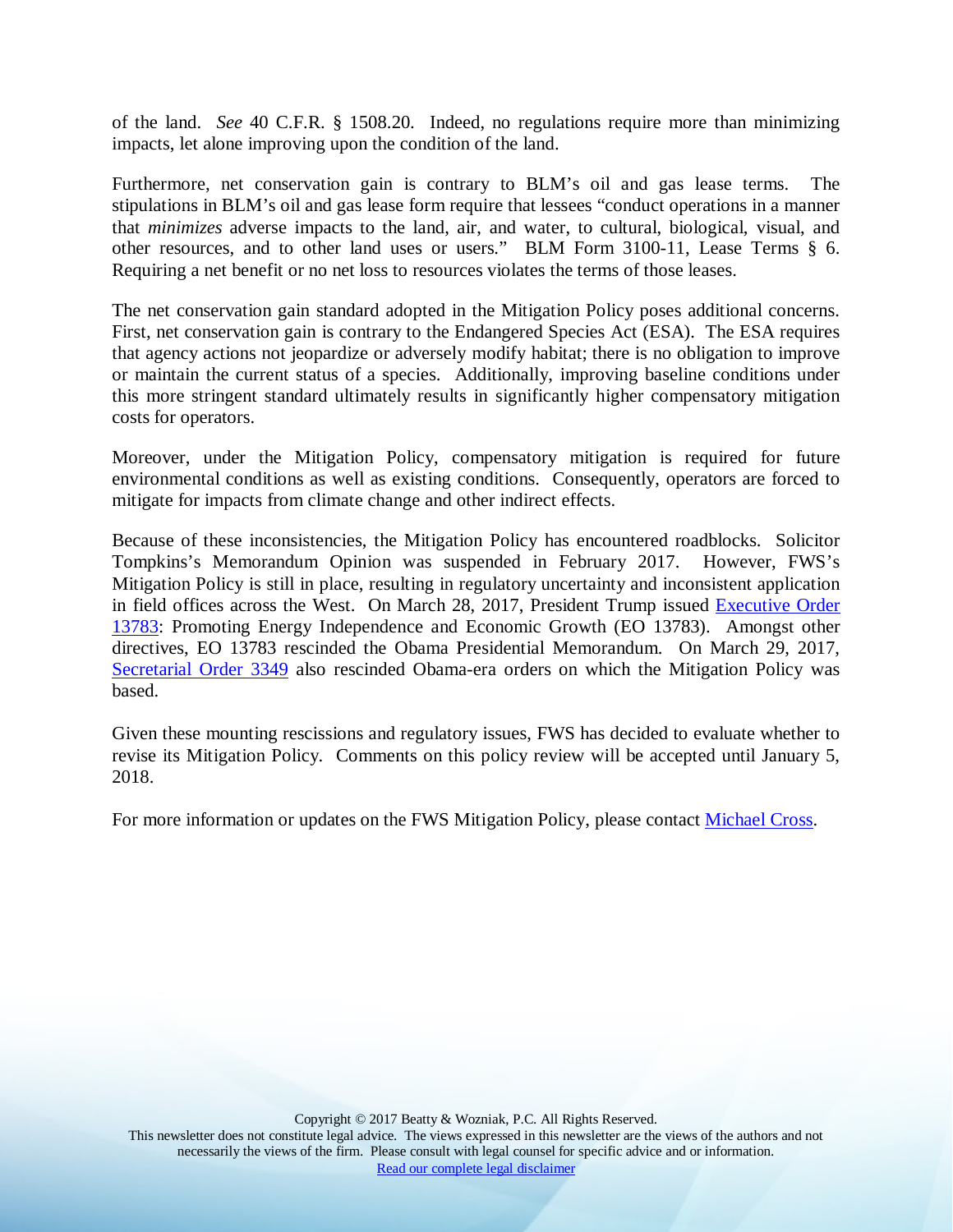of the land. *See* 40 C.F.R. § 1508.20. Indeed, no regulations require more than minimizing impacts, let alone improving upon the condition of the land.

Furthermore, net conservation gain is contrary to BLM's oil and gas lease terms. The stipulations in BLM's oil and gas lease form require that lessees "conduct operations in a manner that *minimizes* adverse impacts to the land, air, and water, to cultural, biological, visual, and other resources, and to other land uses or users." BLM Form 3100-11, Lease Terms § 6. Requiring a net benefit or no net loss to resources violates the terms of those leases.

The net conservation gain standard adopted in the Mitigation Policy poses additional concerns. First, net conservation gain is contrary to the Endangered Species Act (ESA). The ESA requires that agency actions not jeopardize or adversely modify habitat; there is no obligation to improve or maintain the current status of a species. Additionally, improving baseline conditions under this more stringent standard ultimately results in significantly higher compensatory mitigation costs for operators.

Moreover, under the Mitigation Policy, compensatory mitigation is required for future environmental conditions as well as existing conditions. Consequently, operators are forced to mitigate for impacts from climate change and other indirect effects.

Because of these inconsistencies, the Mitigation Policy has encountered roadblocks. Solicitor Tompkins's Memorandum Opinion was suspended in February 2017. However, FWS's Mitigation Policy is still in place, resulting in regulatory uncertainty and inconsistent application in field offices across the West. On March 28, 2017, President Trump issued [Executive Order 13783](): Promoting Energy Independence and Economic Growth (EO 13783). Amongst other directives, EO 13783 rescinded the Obama Presidential Memorandum. On March 29, 2017, [Secretarial Order 3349]() also rescinded Obama-era orders on which the Mitigation Policy was based.

Given these mounting rescissions and regulatory issues, FWS has decided to evaluate whether to revise its Mitigation Policy. Comments on this policy review will be accepted until January 5, 2018.

For more information or updates on the FWS Mitigation Policy, please contact [Michael Cross]().

Copyright © 2017 Beatty & Wozniak, P.C. All Rights Reserved.
This newsletter does not constitute legal advice. The views expressed in this newsletter are the views of the authors and not necessarily the views of the firm. Please consult with legal counsel for specific advice and or information.
[Read our complete legal disclaimer]()